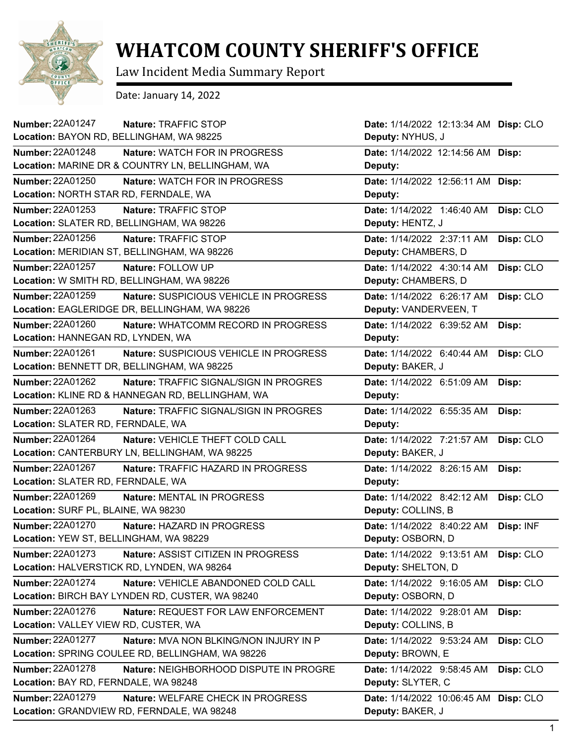# WHATCOM COUNTY SHERIFF'S OFFICE

Law Incident Media Summary Report

Date: January 14, 2022

| Number | Nature | Location | Date | Deputy | Disp |
|---|---|---|---|---|---|
| 22A01247 | TRAFFIC STOP | BAYON RD, BELLINGHAM, WA 98225 | 1/14/2022 12:13:34 AM | NYHUS, J | CLO |
| 22A01248 | WATCH FOR IN PROGRESS | MARINE DR & COUNTRY LN, BELLINGHAM, WA | 1/14/2022 12:14:56 AM | | |
| 22A01250 | WATCH FOR IN PROGRESS | NORTH STAR RD, FERNDALE, WA | 1/14/2022 12:56:11 AM | | |
| 22A01253 | TRAFFIC STOP | SLATER RD, BELLINGHAM, WA 98226 | 1/14/2022 1:46:40 AM | HENTZ, J | CLO |
| 22A01256 | TRAFFIC STOP | MERIDIAN ST, BELLINGHAM, WA 98226 | 1/14/2022 2:37:11 AM | CHAMBERS, D | CLO |
| 22A01257 | FOLLOW UP | W SMITH RD, BELLINGHAM, WA 98226 | 1/14/2022 4:30:14 AM | CHAMBERS, D | CLO |
| 22A01259 | SUSPICIOUS VEHICLE IN PROGRESS | EAGLERIDGE DR, BELLINGHAM, WA 98226 | 1/14/2022 6:26:17 AM | VANDERVEEN, T | CLO |
| 22A01260 | WHATCOMM RECORD IN PROGRESS | HANNEGAN RD, LYNDEN, WA | 1/14/2022 6:39:52 AM | | |
| 22A01261 | SUSPICIOUS VEHICLE IN PROGRESS | BENNETT DR, BELLINGHAM, WA 98225 | 1/14/2022 6:40:44 AM | BAKER, J | CLO |
| 22A01262 | TRAFFIC SIGNAL/SIGN IN PROGRES | KLINE RD & HANNEGAN RD, BELLINGHAM, WA | 1/14/2022 6:51:09 AM | | |
| 22A01263 | TRAFFIC SIGNAL/SIGN IN PROGRES | SLATER RD, FERNDALE, WA | 1/14/2022 6:55:35 AM | | |
| 22A01264 | VEHICLE THEFT COLD CALL | CANTERBURY LN, BELLINGHAM, WA 98225 | 1/14/2022 7:21:57 AM | BAKER, J | CLO |
| 22A01267 | TRAFFIC HAZARD IN PROGRESS | SLATER RD, FERNDALE, WA | 1/14/2022 8:26:15 AM | | |
| 22A01269 | MENTAL IN PROGRESS | SURF PL, BLAINE, WA 98230 | 1/14/2022 8:42:12 AM | COLLINS, B | CLO |
| 22A01270 | HAZARD IN PROGRESS | YEW ST, BELLINGHAM, WA 98229 | 1/14/2022 8:40:22 AM | OSBORN, D | INF |
| 22A01273 | ASSIST CITIZEN IN PROGRESS | HALVERSTICK RD, LYNDEN, WA 98264 | 1/14/2022 9:13:51 AM | SHELTON, D | CLO |
| 22A01274 | VEHICLE ABANDONED COLD CALL | BIRCH BAY LYNDEN RD, CUSTER, WA 98240 | 1/14/2022 9:16:05 AM | OSBORN, D | CLO |
| 22A01276 | REQUEST FOR LAW ENFORCEMENT | VALLEY VIEW RD, CUSTER, WA | 1/14/2022 9:28:01 AM | COLLINS, B | |
| 22A01277 | MVA NON BLKING/NON INJURY IN P | SPRING COULEE RD, BELLINGHAM, WA 98226 | 1/14/2022 9:53:24 AM | BROWN, E | CLO |
| 22A01278 | NEIGHBORHOOD DISPUTE IN PROGRE | BAY RD, FERNDALE, WA 98248 | 1/14/2022 9:58:45 AM | SLYTER, C | CLO |
| 22A01279 | WELFARE CHECK IN PROGRESS | GRANDVIEW RD, FERNDALE, WA 98248 | 1/14/2022 10:06:45 AM | BAKER, J | CLO |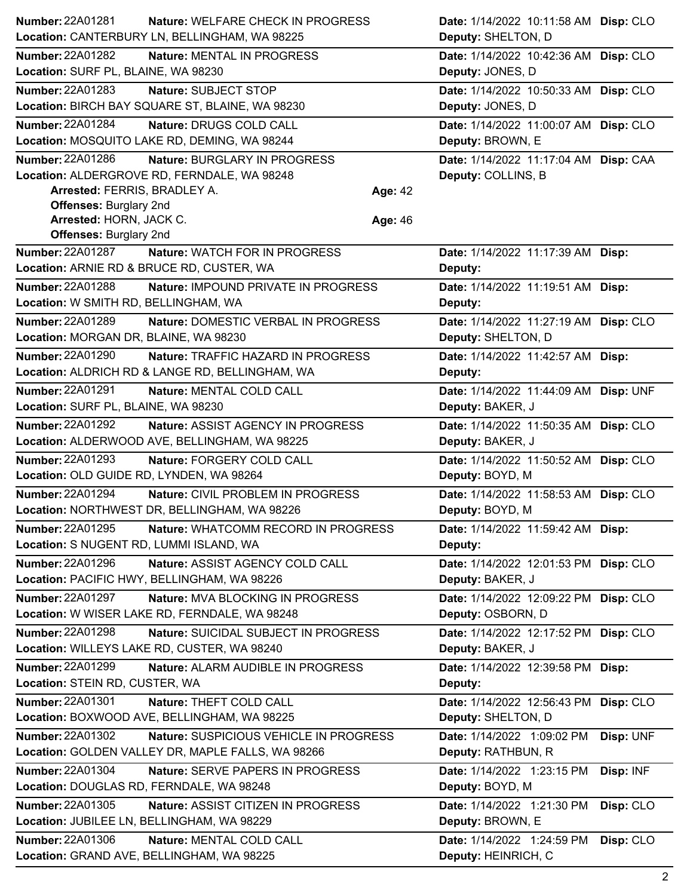**Number:** 22A01281 **Nature:** WELFARE CHECK IN PROGRESS **Date:** 1/14/2022 10:11:58 AM **Disp:** CLO
**Location:** CANTERBURY LN, BELLINGHAM, WA 98225 **Deputy:** SHELTON, D

---

**Number:** 22A01282 **Nature:** MENTAL IN PROGRESS **Date:** 1/14/2022 10:42:36 AM **Disp:** CLO
**Location:** SURF PL, BLAINE, WA 98230 **Deputy:** JONES, D

---

**Number:** 22A01283 **Nature:** SUBJECT STOP **Date:** 1/14/2022 10:50:33 AM **Disp:** CLO
**Location:** BIRCH BAY SQUARE ST, BLAINE, WA 98230 **Deputy:** JONES, D

---

**Number:** 22A01284 **Nature:** DRUGS COLD CALL **Date:** 1/14/2022 11:00:07 AM **Disp:** CLO
**Location:** MOSQUITO LAKE RD, DEMING, WA 98244 **Deputy:** BROWN, E

---

**Number:** 22A01286 **Nature:** BURGLARY IN PROGRESS **Date:** 1/14/2022 11:17:04 AM **Disp:** CAA
**Location:** ALDERGROVE RD, FERNDALE, WA 98248 **Deputy:** COLLINS, B

**Arrested:** FERRIS, BRADLEY A. **Age:** 42
**Offenses:** Burglary 2nd
**Arrested:** HORN, JACK C. **Age:** 46
**Offenses:** Burglary 2nd

---

**Number:** 22A01287 **Nature:** WATCH FOR IN PROGRESS **Date:** 1/14/2022 11:17:39 AM **Disp:**
**Location:** ARNIE RD & BRUCE RD, CUSTER, WA **Deputy:**

---

**Number:** 22A01288 **Nature:** IMPOUND PRIVATE IN PROGRESS **Date:** 1/14/2022 11:19:51 AM **Disp:**
**Location:** W SMITH RD, BELLINGHAM, WA **Deputy:**

---

**Number:** 22A01289 **Nature:** DOMESTIC VERBAL IN PROGRESS **Date:** 1/14/2022 11:27:19 AM **Disp:** CLO
**Location:** MORGAN DR, BLAINE, WA 98230 **Deputy:** SHELTON, D

---

**Number:** 22A01290 **Nature:** TRAFFIC HAZARD IN PROGRESS **Date:** 1/14/2022 11:42:57 AM **Disp:**
**Location:** ALDRICH RD & LANGE RD, BELLINGHAM, WA **Deputy:**

---

**Number:** 22A01291 **Nature:** MENTAL COLD CALL **Date:** 1/14/2022 11:44:09 AM **Disp:** UNF
**Location:** SURF PL, BLAINE, WA 98230 **Deputy:** BAKER, J

---

**Number:** 22A01292 **Nature:** ASSIST AGENCY IN PROGRESS **Date:** 1/14/2022 11:50:35 AM **Disp:** CLO
**Location:** ALDERWOOD AVE, BELLINGHAM, WA 98225 **Deputy:** BAKER, J

---

**Number:** 22A01293 **Nature:** FORGERY COLD CALL **Date:** 1/14/2022 11:50:52 AM **Disp:** CLO
**Location:** OLD GUIDE RD, LYNDEN, WA 98264 **Deputy:** BOYD, M

---

**Number:** 22A01294 **Nature:** CIVIL PROBLEM IN PROGRESS **Date:** 1/14/2022 11:58:53 AM **Disp:** CLO
**Location:** NORTHWEST DR, BELLINGHAM, WA 98226 **Deputy:** BOYD, M

---

**Number:** 22A01295 **Nature:** WHATCOMM RECORD IN PROGRESS **Date:** 1/14/2022 11:59:42 AM **Disp:**
**Location:** S NUGENT RD, LUMMI ISLAND, WA **Deputy:**

---

**Number:** 22A01296 **Nature:** ASSIST AGENCY COLD CALL **Date:** 1/14/2022 12:01:53 PM **Disp:** CLO
**Location:** PACIFIC HWY, BELLINGHAM, WA 98226 **Deputy:** BAKER, J

---

**Number:** 22A01297 **Nature:** MVA BLOCKING IN PROGRESS **Date:** 1/14/2022 12:09:22 PM **Disp:** CLO
**Location:** W WISER LAKE RD, FERNDALE, WA 98248 **Deputy:** OSBORN, D

---

**Number:** 22A01298 **Nature:** SUICIDAL SUBJECT IN PROGRESS **Date:** 1/14/2022 12:17:52 PM **Disp:** CLO
**Location:** WILLEYS LAKE RD, CUSTER, WA 98240 **Deputy:** BAKER, J

---

**Number:** 22A01299 **Nature:** ALARM AUDIBLE IN PROGRESS **Date:** 1/14/2022 12:39:58 PM **Disp:**
**Location:** STEIN RD, CUSTER, WA **Deputy:**

---

**Number:** 22A01301 **Nature:** THEFT COLD CALL **Date:** 1/14/2022 12:56:43 PM **Disp:** CLO
**Location:** BOXWOOD AVE, BELLINGHAM, WA 98225 **Deputy:** SHELTON, D

---

**Number:** 22A01302 **Nature:** SUSPICIOUS VEHICLE IN PROGRESS **Date:** 1/14/2022 1:09:02 PM **Disp:** UNF
**Location:** GOLDEN VALLEY DR, MAPLE FALLS, WA 98266 **Deputy:** RATHBUN, R

---

**Number:** 22A01304 **Nature:** SERVE PAPERS IN PROGRESS **Date:** 1/14/2022 1:23:15 PM **Disp:** INF
**Location:** DOUGLAS RD, FERNDALE, WA 98248 **Deputy:** BOYD, M

---

**Number:** 22A01305 **Nature:** ASSIST CITIZEN IN PROGRESS **Date:** 1/14/2022 1:21:30 PM **Disp:** CLO
**Location:** JUBILEE LN, BELLINGHAM, WA 98229 **Deputy:** BROWN, E

---

**Number:** 22A01306 **Nature:** MENTAL COLD CALL **Date:** 1/14/2022 1:24:59 PM **Disp:** CLO
**Location:** GRAND AVE, BELLINGHAM, WA 98225 **Deputy:** HEINRICH, C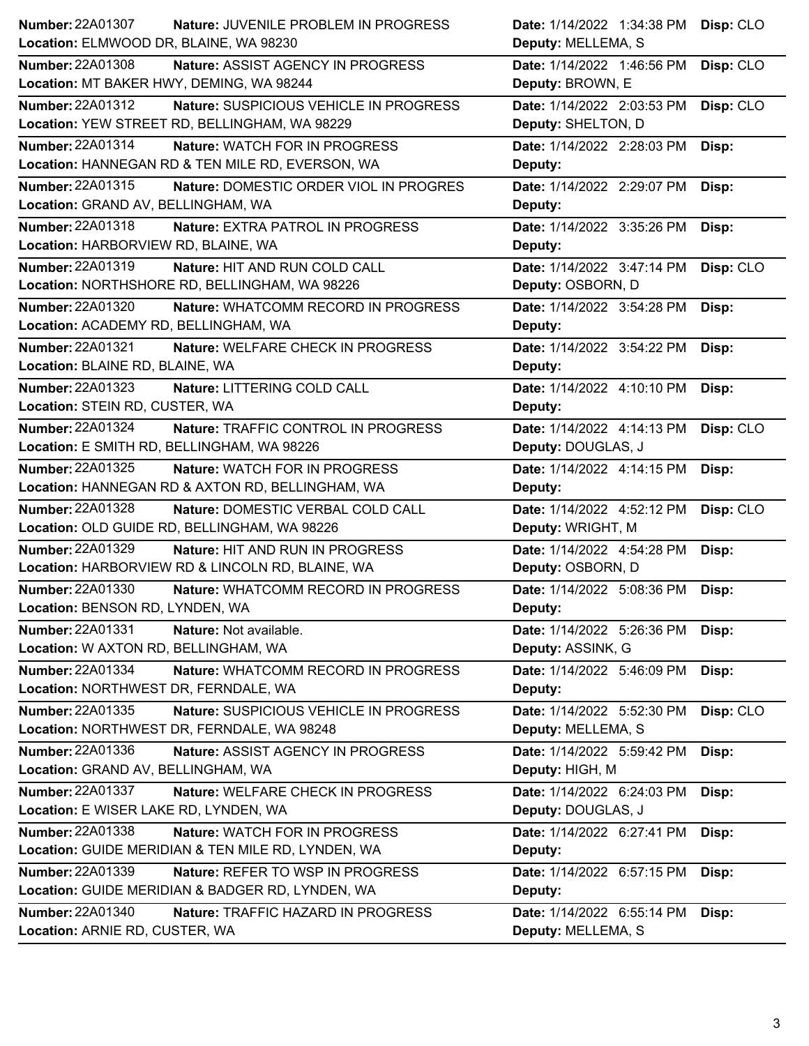| Number | Nature | Location | Date | Deputy | Disp |
|---|---|---|---|---|---|
| 22A01307 | JUVENILE PROBLEM IN PROGRESS | ELMWOOD DR, BLAINE, WA 98230 | 1/14/2022 1:34:38 PM | MELLEMA, S | CLO |
| 22A01308 | ASSIST AGENCY IN PROGRESS | MT BAKER HWY, DEMING, WA 98244 | 1/14/2022 1:46:56 PM | BROWN, E | CLO |
| 22A01312 | SUSPICIOUS VEHICLE IN PROGRESS | YEW STREET RD, BELLINGHAM, WA 98229 | 1/14/2022 2:03:53 PM | SHELTON, D | CLO |
| 22A01314 | WATCH FOR IN PROGRESS | HANNEGAN RD & TEN MILE RD, EVERSON, WA | 1/14/2022 2:28:03 PM | | |
| 22A01315 | DOMESTIC ORDER VIOL IN PROGRES | GRAND AV, BELLINGHAM, WA | 1/14/2022 2:29:07 PM | | |
| 22A01318 | EXTRA PATROL IN PROGRESS | HARBORVIEW RD, BLAINE, WA | 1/14/2022 3:35:26 PM | | |
| 22A01319 | HIT AND RUN COLD CALL | NORTHSHORE RD, BELLINGHAM, WA 98226 | 1/14/2022 3:47:14 PM | OSBORN, D | CLO |
| 22A01320 | WHATCOMM RECORD IN PROGRESS | ACADEMY RD, BELLINGHAM, WA | 1/14/2022 3:54:28 PM | | |
| 22A01321 | WELFARE CHECK IN PROGRESS | BLAINE RD, BLAINE, WA | 1/14/2022 3:54:22 PM | | |
| 22A01323 | LITTERING COLD CALL | STEIN RD, CUSTER, WA | 1/14/2022 4:10:10 PM | | |
| 22A01324 | TRAFFIC CONTROL IN PROGRESS | E SMITH RD, BELLINGHAM, WA 98226 | 1/14/2022 4:14:13 PM | DOUGLAS, J | CLO |
| 22A01325 | WATCH FOR IN PROGRESS | HANNEGAN RD & AXTON RD, BELLINGHAM, WA | 1/14/2022 4:14:15 PM | | |
| 22A01328 | DOMESTIC VERBAL COLD CALL | OLD GUIDE RD, BELLINGHAM, WA 98226 | 1/14/2022 4:52:12 PM | WRIGHT, M | CLO |
| 22A01329 | HIT AND RUN IN PROGRESS | HARBORVIEW RD & LINCOLN RD, BLAINE, WA | 1/14/2022 4:54:28 PM | OSBORN, D | |
| 22A01330 | WHATCOMM RECORD IN PROGRESS | BENSON RD, LYNDEN, WA | 1/14/2022 5:08:36 PM | | |
| 22A01331 | Not available. | W AXTON RD, BELLINGHAM, WA | 1/14/2022 5:26:36 PM | ASSINK, G | |
| 22A01334 | WHATCOMM RECORD IN PROGRESS | NORTHWEST DR, FERNDALE, WA | 1/14/2022 5:46:09 PM | | |
| 22A01335 | SUSPICIOUS VEHICLE IN PROGRESS | NORTHWEST DR, FERNDALE, WA 98248 | 1/14/2022 5:52:30 PM | MELLEMA, S | CLO |
| 22A01336 | ASSIST AGENCY IN PROGRESS | GRAND AV, BELLINGHAM, WA | 1/14/2022 5:59:42 PM | HIGH, M | |
| 22A01337 | WELFARE CHECK IN PROGRESS | E WISER LAKE RD, LYNDEN, WA | 1/14/2022 6:24:03 PM | DOUGLAS, J | |
| 22A01338 | WATCH FOR IN PROGRESS | GUIDE MERIDIAN & TEN MILE RD, LYNDEN, WA | 1/14/2022 6:27:41 PM | | |
| 22A01339 | REFER TO WSP IN PROGRESS | GUIDE MERIDIAN & BADGER RD, LYNDEN, WA | 1/14/2022 6:57:15 PM | | |
| 22A01340 | TRAFFIC HAZARD IN PROGRESS | ARNIE RD, CUSTER, WA | 1/14/2022 6:55:14 PM | MELLEMA, S | |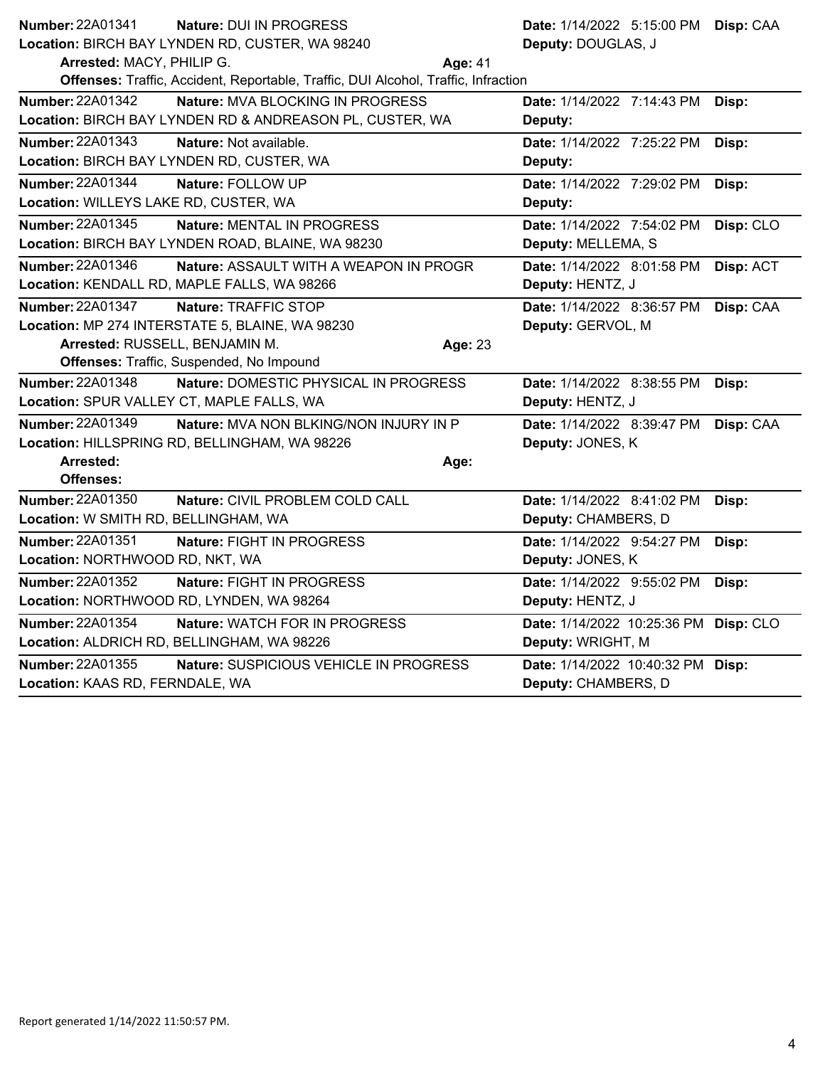**Number:** 22A01341 **Nature:** DUI IN PROGRESS **Date:** 1/14/2022 5:15:00 PM **Disp:** CAA
**Location:** BIRCH BAY LYNDEN RD, CUSTER, WA 98240 **Deputy:** DOUGLAS, J
**Arrested:** MACY, PHILIP G. **Age:** 41
**Offenses:** Traffic, Accident, Reportable, Traffic, DUI Alcohol, Traffic, Infraction

---

**Number:** 22A01342 **Nature:** MVA BLOCKING IN PROGRESS **Date:** 1/14/2022 7:14:43 PM **Disp:**
**Location:** BIRCH BAY LYNDEN RD & ANDREASON PL, CUSTER, WA **Deputy:**

---

**Number:** 22A01343 **Nature:** Not available. **Date:** 1/14/2022 7:25:22 PM **Disp:**
**Location:** BIRCH BAY LYNDEN RD, CUSTER, WA **Deputy:**

---

**Number:** 22A01344 **Nature:** FOLLOW UP **Date:** 1/14/2022 7:29:02 PM **Disp:**
**Location:** WILLEYS LAKE RD, CUSTER, WA **Deputy:**

---

**Number:** 22A01345 **Nature:** MENTAL IN PROGRESS **Date:** 1/14/2022 7:54:02 PM **Disp:** CLO
**Location:** BIRCH BAY LYNDEN ROAD, BLAINE, WA 98230 **Deputy:** MELLEMA, S

---

**Number:** 22A01346 **Nature:** ASSAULT WITH A WEAPON IN PROGR **Date:** 1/14/2022 8:01:58 PM **Disp:** ACT
**Location:** KENDALL RD, MAPLE FALLS, WA 98266 **Deputy:** HENTZ, J

---

**Number:** 22A01347 **Nature:** TRAFFIC STOP **Date:** 1/14/2022 8:36:57 PM **Disp:** CAA
**Location:** MP 274 INTERSTATE 5, BLAINE, WA 98230 **Deputy:** GERVOL, M
**Arrested:** RUSSELL, BENJAMIN M. **Age:** 23
**Offenses:** Traffic, Suspended, No Impound

---

**Number:** 22A01348 **Nature:** DOMESTIC PHYSICAL IN PROGRESS **Date:** 1/14/2022 8:38:55 PM **Disp:**
**Location:** SPUR VALLEY CT, MAPLE FALLS, WA **Deputy:** HENTZ, J

---

**Number:** 22A01349 **Nature:** MVA NON BLKING/NON INJURY IN P **Date:** 1/14/2022 8:39:47 PM **Disp:** CAA
**Location:** HILLSPRING RD, BELLINGHAM, WA 98226 **Deputy:** JONES, K
**Arrested:** **Age:**
**Offenses:**

---

**Number:** 22A01350 **Nature:** CIVIL PROBLEM COLD CALL **Date:** 1/14/2022 8:41:02 PM **Disp:**
**Location:** W SMITH RD, BELLINGHAM, WA **Deputy:** CHAMBERS, D

---

**Number:** 22A01351 **Nature:** FIGHT IN PROGRESS **Date:** 1/14/2022 9:54:27 PM **Disp:**
**Location:** NORTHWOOD RD, NKT, WA **Deputy:** JONES, K

---

**Number:** 22A01352 **Nature:** FIGHT IN PROGRESS **Date:** 1/14/2022 9:55:02 PM **Disp:**
**Location:** NORTHWOOD RD, LYNDEN, WA 98264 **Deputy:** HENTZ, J

---

**Number:** 22A01354 **Nature:** WATCH FOR IN PROGRESS **Date:** 1/14/2022 10:25:36 PM **Disp:** CLO
**Location:** ALDRICH RD, BELLINGHAM, WA 98226 **Deputy:** WRIGHT, M

---

**Number:** 22A01355 **Nature:** SUSPICIOUS VEHICLE IN PROGRESS **Date:** 1/14/2022 10:40:32 PM **Disp:**
**Location:** KAAS RD, FERNDALE, WA **Deputy:** CHAMBERS, D

---

Report generated 1/14/2022 11:50:57 PM.